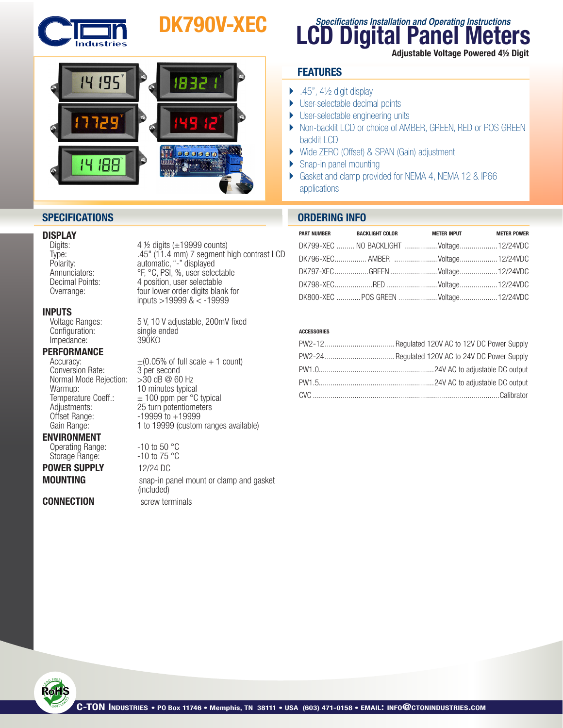# DK790V-XEC

*Specifications Installation and Operating Instructions*

# LCD Digital Panel Meters

**Adjustable Voltage Powered 4½ Digit**

## FEATURES

- .45", 4½ digit display
- User-selectable decimal points
- User-selectable engineering units
- Non-backlit LCD or choice of AMBER, GREEN, RED or POS GREEN backlit LCD
- Wide ZERO (Offset) & SPAN (Gain) adjustment
- Snap-in panel mounting
- Gasket and clamp provided for NEMA 4, NEMA 12 & IP66 applications

## SPECIFICATIONS

### DISPLAY

| | |
|---|---|
| Digits: | 4 ½ digits (±19999 counts) |
| Type: | .45" (11.4 mm) 7 segment high contrast LCD |
| Polarity: | automatic, "-" displayed |
| Annunciators: | °F, °C, PSI, %, user selectable |
| Decimal Points: | 4 position, user selectable |
| Overrange: | four lower order digits blank for inputs >19999 & < -19999 |

### INPUTS

| | |
|---|---|
| Voltage Ranges: | 5 V, 10 V adjustable, 200mV fixed |
| Configuration: | single ended |
| Impedance: | 390KΩ |

### PERFORMANCE

| | |
|---|---|
| Accuracy: | ±(0.05% of full scale + 1 count) |
| Conversion Rate: | 3 per second |
| Normal Mode Rejection: | >30 dB @ 60 Hz |
| Warmup: | 10 minutes typical |
| Temperature Coeff.: | ± 100 ppm per °C typical |
| Adjustments: | 25 turn potentiometers |
| Offset Range: | -19999 to +19999 |
| Gain Range: | 1 to 19999 (custom ranges available) |

### ENVIRONMENT

| | |
|---|---|
| Operating Range: | -10 to 50 °C |
| Storage Range: | -10 to 75 °C |

**POWER SUPPLY** 12/24 DC

**MOUNTING** snap-in panel mount or clamp and gasket (included)

**CONNECTION** screw terminals

## ORDERING INFO

| PART NUMBER | BACKLIGHT COLOR | METER INPUT | METER POWER |
|---|---|---|---|
| DK799-XEC | NO BACKLIGHT | Voltage | 12/24VDC |
| DK796-XEC | AMBER | Voltage | 12/24VDC |
| DK797-XEC | GREEN | Voltage | 12/24VDC |
| DK798-XEC | RED | Voltage | 12/24VDC |
| DK800-XEC | POS GREEN | Voltage | 12/24VDC |

**ACCESSORIES**

| | |
|---|---|
| PW2-12 | Regulated 120V AC to 12V DC Power Supply |
| PW2-24 | Regulated 120V AC to 24V DC Power Supply |
| PW1.0 | 24V AC to adjustable DC output |
| PW1.5 | 24V AC to adjustable DC output |
| CVC | Calibrator |

C-TON INDUSTRIES • PO Box 11746 • Memphis, TN 38111 • USA (603) 471-0158 • EMAIL: INFO@CTONINDUSTRIES.COM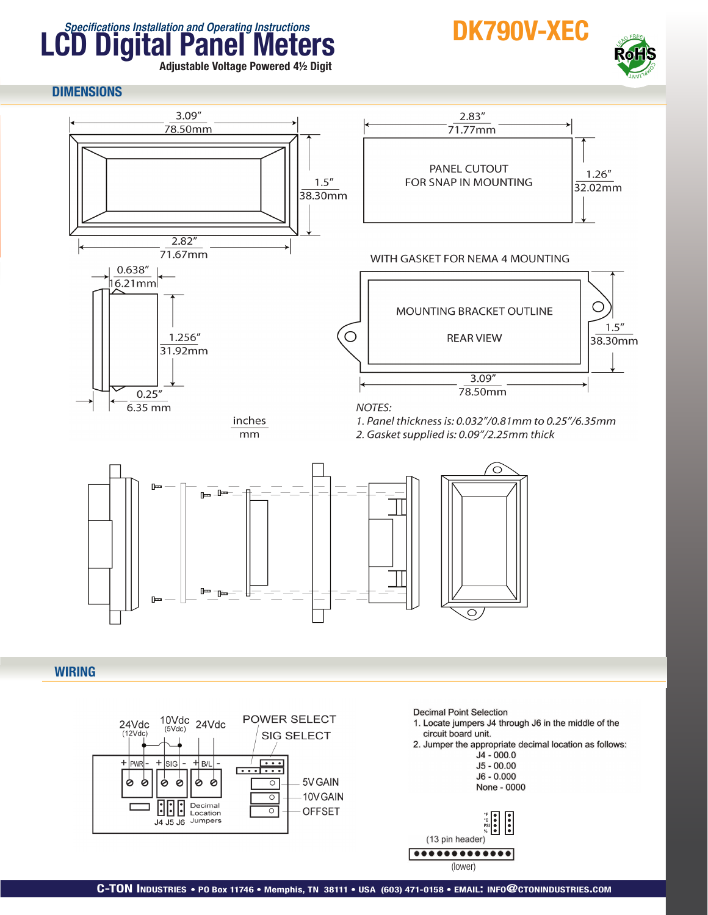*Specifications Installation and Operating Instructions*

# LCD Digital Panel Meters

**Adjustable Voltage Powered 4½ Digit**

# DK790V-XEC

## DIMENSIONS

3.09″
78.50mm

1.5″
38.30mm

2.82″
71.67mm

2.83″
71.77mm

PANEL CUTOUT
FOR SNAP IN MOUNTING

1.26″
32.02mm

0.638″
16.21mm

1.256″
31.92mm

0.25″
6.35 mm

inches
mm

WITH GASKET FOR NEMA 4 MOUNTING

MOUNTING BRACKET OUTLINE

REAR VIEW

1.5″
38.30mm

3.09″
78.50mm

NOTES:

*1. Panel thickness is: 0.032″/0.81mm to 0.25″/6.35mm*

*2. Gasket supplied is: 0.09″/2.25mm thick*

## WIRING

24Vdc (12Vdc) 10Vdc (5Vdc) 24Vdc

POWER SELECT

SIG SELECT

+ PWR - + SIG - + B/L -

5V GAIN

10V GAIN

OFFSET

J4 J5 J6 Decimal Location Jumpers

Decimal Point Selection

1. Locate jumpers J4 through J6 in the middle of the circuit board unit.
2. Jumper the appropriate decimal location as follows:
   - J4 - 000.0
   - J5 - 00.00
   - J6 - 0.000
   - None - 0000

°F
°C
PSI
%

(13 pin header)

(lower)